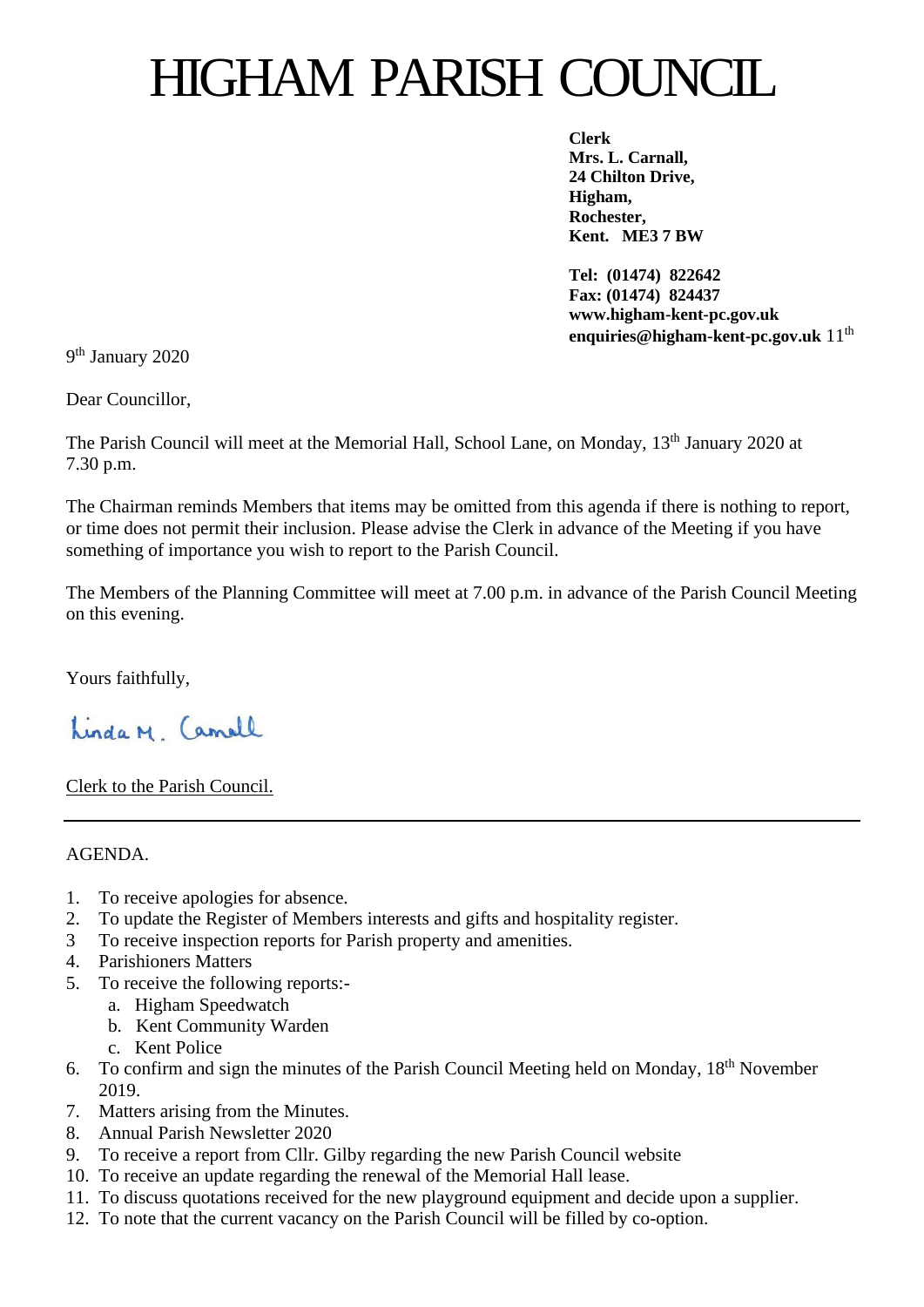# HIGHAM PARISH COUNCIL

**Clerk**
**Mrs. L. Carnall,**
**24 Chilton Drive,**
**Higham,**
**Rochester,**
**Kent. ME3 7 BW**

**Tel: (01474) 822642**
**Fax: (01474) 824437**
**www.higham-kent-pc.gov.uk**
**enquiries@higham-kent-pc.gov.uk** 11th

9th January 2020

Dear Councillor,

The Parish Council will meet at the Memorial Hall, School Lane, on Monday, 13th January 2020 at 7.30 p.m.

The Chairman reminds Members that items may be omitted from this agenda if there is nothing to report, or time does not permit their inclusion. Please advise the Clerk in advance of the Meeting if you have something of importance you wish to report to the Parish Council.

The Members of the Planning Committee will meet at 7.00 p.m. in advance of the Parish Council Meeting on this evening.

Yours faithfully,

Linda M. Carnall

Clerk to the Parish Council.

---

AGENDA.

1. To receive apologies for absence.
2. To update the Register of Members interests and gifts and hospitality register.
3. To receive inspection reports for Parish property and amenities.
4. Parishioners Matters
5. To receive the following reports:-
   a. Higham Speedwatch
   b. Kent Community Warden
   c. Kent Police
6. To confirm and sign the minutes of the Parish Council Meeting held on Monday, 18th November 2019.
7. Matters arising from the Minutes.
8. Annual Parish Newsletter 2020
9. To receive a report from Cllr. Gilby regarding the new Parish Council website
10. To receive an update regarding the renewal of the Memorial Hall lease.
11. To discuss quotations received for the new playground equipment and decide upon a supplier.
12. To note that the current vacancy on the Parish Council will be filled by co-option.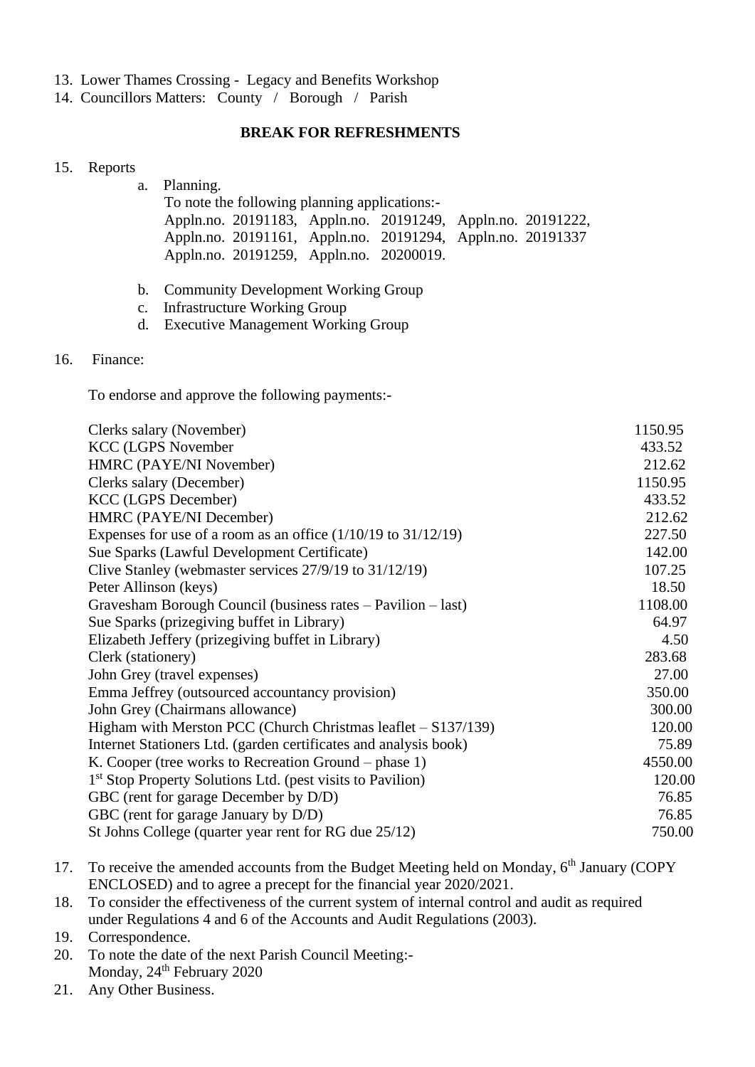13. Lower Thames Crossing - Legacy and Benefits Workshop
14. Councillors Matters: County / Borough / Parish

**BREAK FOR REFRESHMENTS**

15. Reports
    a. Planning.
       To note the following planning applications:-
       Appln.no. 20191183, Appln.no. 20191249, Appln.no. 20191222,
       Appln.no. 20191161, Appln.no. 20191294, Appln.no. 20191337
       Appln.no. 20191259, Appln.no. 20200019.
    b. Community Development Working Group
    c. Infrastructure Working Group
    d. Executive Management Working Group

16. Finance:

    To endorse and approve the following payments:-

| | |
|---|---|
| Clerks salary (November) | 1150.95 |
| KCC (LGPS November | 433.52 |
| HMRC (PAYE/NI November) | 212.62 |
| Clerks salary (December) | 1150.95 |
| KCC (LGPS December) | 433.52 |
| HMRC (PAYE/NI December) | 212.62 |
| Expenses for use of a room as an office (1/10/19 to 31/12/19) | 227.50 |
| Sue Sparks (Lawful Development Certificate) | 142.00 |
| Clive Stanley (webmaster services 27/9/19 to 31/12/19) | 107.25 |
| Peter Allinson (keys) | 18.50 |
| Gravesham Borough Council (business rates – Pavilion – last) | 1108.00 |
| Sue Sparks (prizegiving buffet in Library) | 64.97 |
| Elizabeth Jeffery (prizegiving buffet in Library) | 4.50 |
| Clerk (stationery) | 283.68 |
| John Grey (travel expenses) | 27.00 |
| Emma Jeffrey (outsourced accountancy provision) | 350.00 |
| John Grey (Chairmans allowance) | 300.00 |
| Higham with Merston PCC (Church Christmas leaflet – S137/139) | 120.00 |
| Internet Stationers Ltd. (garden certificates and analysis book) | 75.89 |
| K. Cooper (tree works to Recreation Ground – phase 1) | 4550.00 |
| 1st Stop Property Solutions Ltd. (pest visits to Pavilion) | 120.00 |
| GBC (rent for garage December by D/D) | 76.85 |
| GBC (rent for garage January by D/D) | 76.85 |
| St Johns College (quarter year rent for RG due 25/12) | 750.00 |

17. To receive the amended accounts from the Budget Meeting held on Monday, 6th January (COPY ENCLOSED) and to agree a precept for the financial year 2020/2021.
18. To consider the effectiveness of the current system of internal control and audit as required under Regulations 4 and 6 of the Accounts and Audit Regulations (2003).
19. Correspondence.
20. To note the date of the next Parish Council Meeting:-
    Monday, 24th February 2020
21. Any Other Business.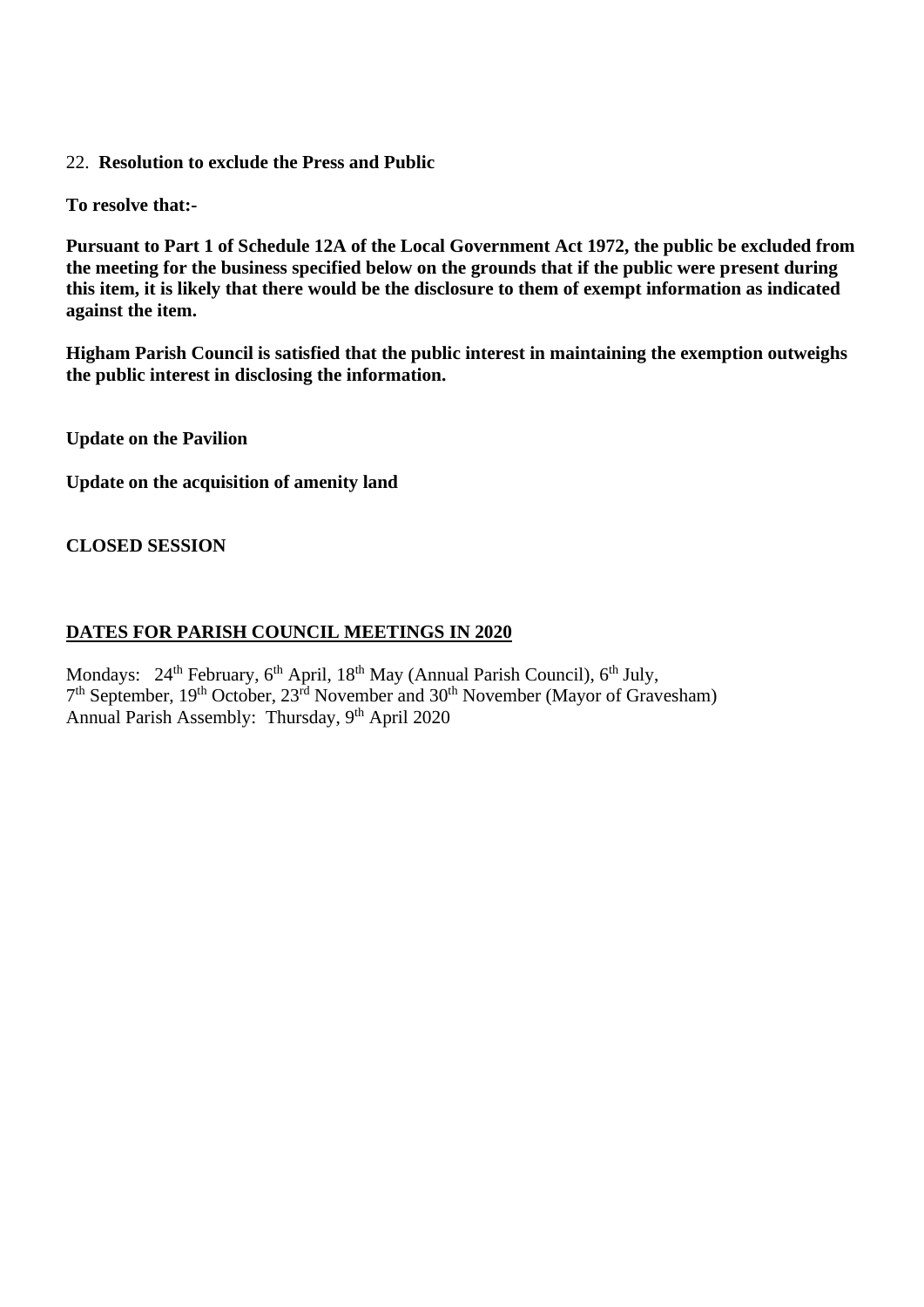22. **Resolution to exclude the Press and Public**

**To resolve that:-**

**Pursuant to Part 1 of Schedule 12A of the Local Government Act 1972, the public be excluded from the meeting for the business specified below on the grounds that if the public were present during this item, it is likely that there would be the disclosure to them of exempt information as indicated against the item.**

**Higham Parish Council is satisfied that the public interest in maintaining the exemption outweighs the public interest in disclosing the information.**

**Update on the Pavilion**

**Update on the acquisition of amenity land**

**CLOSED SESSION**

**<u>DATES FOR PARISH COUNCIL MEETINGS IN 2020</u>**

Mondays: 24th February, 6th April, 18th May (Annual Parish Council), 6th July, 7th September, 19th October, 23rd November and 30th November (Mayor of Gravesham)
Annual Parish Assembly: Thursday, 9th April 2020